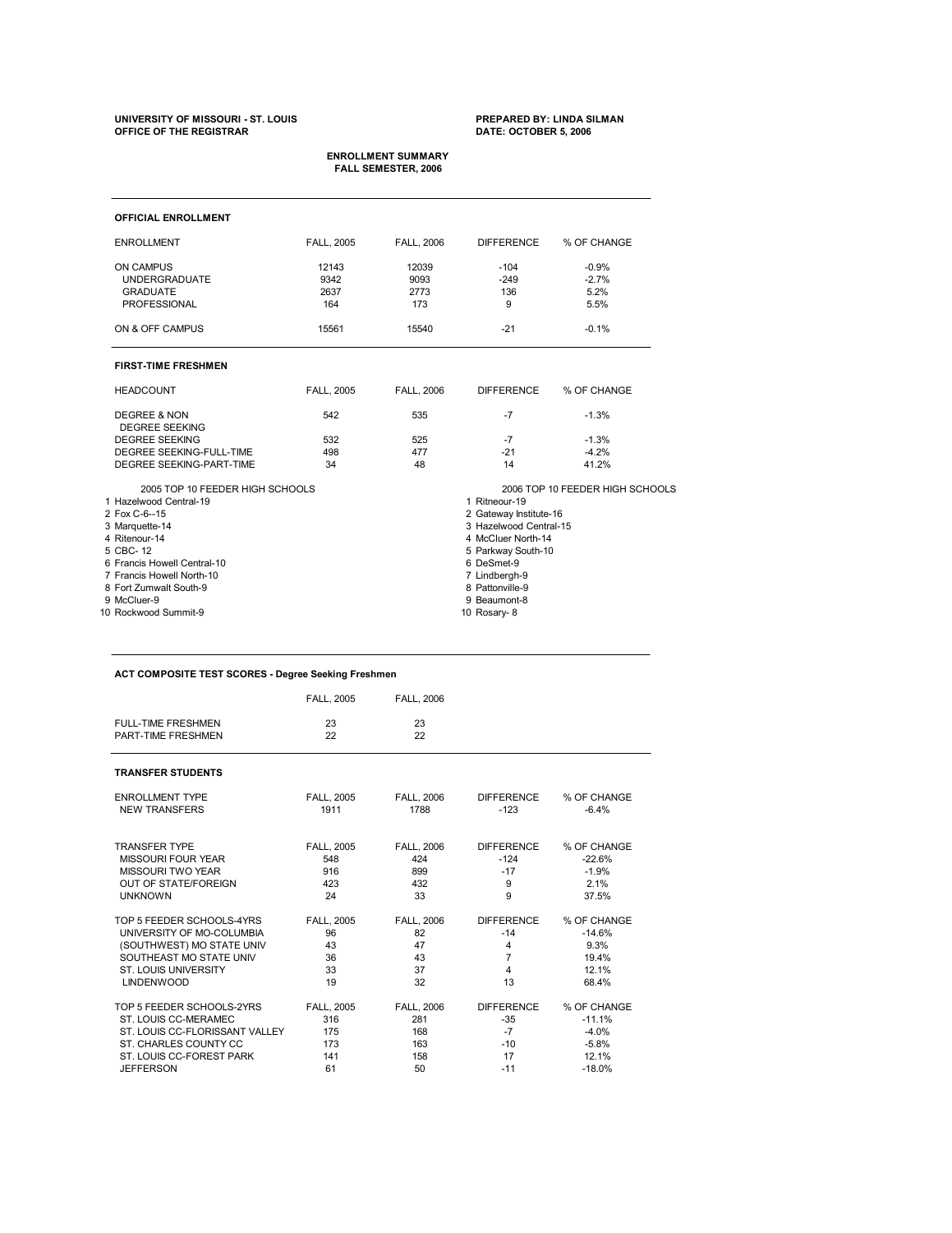**UNIVERSITY OF MISSOURI - ST. LOUIS**
**OFFICE OF THE REGISTRAR**

**PREPARED BY: LINDA SILMAN**
**DATE: OCTOBER 5, 2006**

# ENROLLMENT SUMMARY
## FALL SEMESTER, 2006

### OFFICIAL ENROLLMENT

| ENROLLMENT | FALL, 2005 | FALL, 2006 | DIFFERENCE | % OF CHANGE |
|---|---|---|---|---|
| ON CAMPUS | 12143 | 12039 | -104 | -0.9% |
| UNDERGRADUATE | 9342 | 9093 | -249 | -2.7% |
| GRADUATE | 2637 | 2773 | 136 | 5.2% |
| PROFESSIONAL | 164 | 173 | 9 | 5.5% |
| ON & OFF CAMPUS | 15561 | 15540 | -21 | -0.1% |

### FIRST-TIME FRESHMEN

| HEADCOUNT | FALL, 2005 | FALL, 2006 | DIFFERENCE | % OF CHANGE |
|---|---|---|---|---|
| DEGREE & NON DEGREE SEEKING | 542 | 535 | -7 | -1.3% |
| DEGREE SEEKING | 532 | 525 | -7 | -1.3% |
| DEGREE SEEKING-FULL-TIME | 498 | 477 | -21 | -4.2% |
| DEGREE SEEKING-PART-TIME | 34 | 48 | 14 | 41.2% |

| | 2005 TOP 10 FEEDER HIGH SCHOOLS | 2006 TOP 10 FEEDER HIGH SCHOOLS |
|---|---|---|
| 1 | Hazelwood Central-19 | Ritneour-19 |
| 2 | Fox C-6--15 | Gateway Institute-16 |
| 3 | Marquette-14 | Hazelwood Central-15 |
| 4 | Ritenour-14 | McCluer North-14 |
| 5 | CBC- 12 | Parkway South-10 |
| 6 | Francis Howell Central-10 | DeSmet-9 |
| 7 | Francis Howell North-10 | Lindbergh-9 |
| 8 | Fort Zumwalt South-9 | Pattonville-9 |
| 9 | McCluer-9 | Beaumont-8 |
| 10 | Rockwood Summit-9 | Rosary- 8 |

### ACT COMPOSITE TEST SCORES - Degree Seeking Freshmen

| | FALL, 2005 | FALL, 2006 |
|---|---|---|
| FULL-TIME FRESHMEN | 23 | 23 |
| PART-TIME FRESHMEN | 22 | 22 |

### TRANSFER STUDENTS

| ENROLLMENT TYPE | FALL, 2005 | FALL, 2006 | DIFFERENCE | % OF CHANGE |
|---|---|---|---|---|
| NEW TRANSFERS | 1911 | 1788 | -123 | -6.4% |

| TRANSFER TYPE | FALL, 2005 | FALL, 2006 | DIFFERENCE | % OF CHANGE |
|---|---|---|---|---|
| MISSOURI FOUR YEAR | 548 | 424 | -124 | -22.6% |
| MISSOURI TWO YEAR | 916 | 899 | -17 | -1.9% |
| OUT OF STATE/FOREIGN | 423 | 432 | 9 | 2.1% |
| UNKNOWN | 24 | 33 | 9 | 37.5% |

| TOP 5 FEEDER SCHOOLS-4YRS | FALL, 2005 | FALL, 2006 | DIFFERENCE | % OF CHANGE |
|---|---|---|---|---|
| UNIVERSITY OF MO-COLUMBIA | 96 | 82 | -14 | -14.6% |
| (SOUTHWEST) MO STATE UNIV | 43 | 47 | 4 | 9.3% |
| SOUTHEAST MO STATE UNIV | 36 | 43 | 7 | 19.4% |
| ST. LOUIS UNIVERSITY | 33 | 37 | 4 | 12.1% |
| LINDENWOOD | 19 | 32 | 13 | 68.4% |

| TOP 5 FEEDER SCHOOLS-2YRS | FALL, 2005 | FALL, 2006 | DIFFERENCE | % OF CHANGE |
|---|---|---|---|---|
| ST. LOUIS CC-MERAMEC | 316 | 281 | -35 | -11.1% |
| ST. LOUIS CC-FLORISSANT VALLEY | 175 | 168 | -7 | -4.0% |
| ST. CHARLES COUNTY CC | 173 | 163 | -10 | -5.8% |
| ST. LOUIS CC-FOREST PARK | 141 | 158 | 17 | 12.1% |
| JEFFERSON | 61 | 50 | -11 | -18.0% |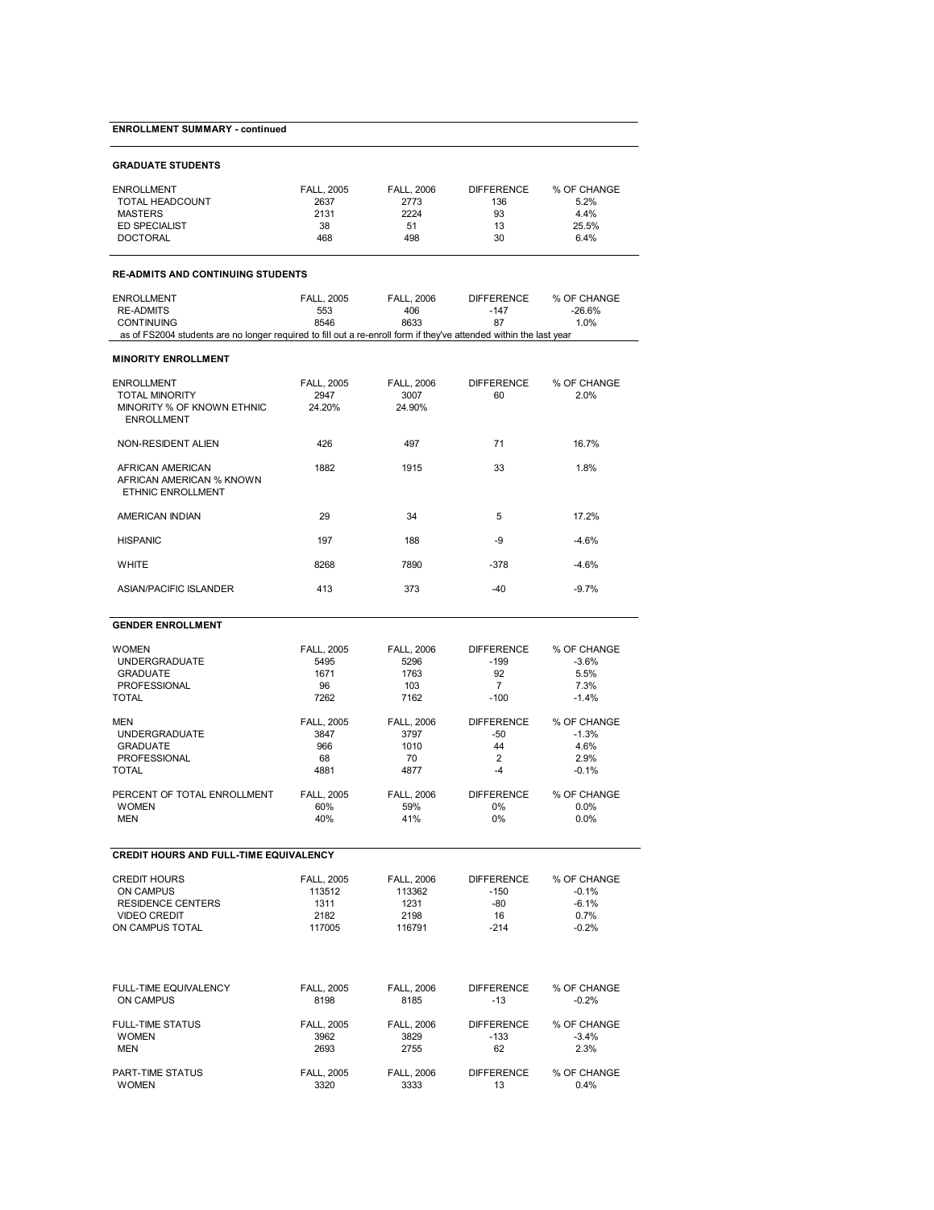## ENROLLMENT SUMMARY - continued

### GRADUATE STUDENTS

| ENROLLMENT | FALL, 2005 | FALL, 2006 | DIFFERENCE | % OF CHANGE |
|---|---|---|---|---|
| TOTAL HEADCOUNT | 2637 | 2773 | 136 | 5.2% |
| MASTERS | 2131 | 2224 | 93 | 4.4% |
| ED SPECIALIST | 38 | 51 | 13 | 25.5% |
| DOCTORAL | 468 | 498 | 30 | 6.4% |

### RE-ADMITS AND CONTINUING STUDENTS

| ENROLLMENT | FALL, 2005 | FALL, 2006 | DIFFERENCE | % OF CHANGE |
|---|---|---|---|---|
| RE-ADMITS | 553 | 406 | -147 | -26.6% |
| CONTINUING | 8546 | 8633 | 87 | 1.0% |

as of FS2004 students are no longer required to fill out a re-enroll form if they've attended within the last year

### MINORITY ENROLLMENT

| ENROLLMENT | FALL, 2005 | FALL, 2006 | DIFFERENCE | % OF CHANGE |
|---|---|---|---|---|
| TOTAL MINORITY | 2947 | 3007 | 60 | 2.0% |
| MINORITY % OF KNOWN ETHNIC ENROLLMENT | 24.20% | 24.90% | | |
| NON-RESIDENT ALIEN | 426 | 497 | 71 | 16.7% |
| AFRICAN AMERICAN | 1882 | 1915 | 33 | 1.8% |
| AFRICAN AMERICAN % KNOWN ETHNIC ENROLLMENT | | | | |
| AMERICAN INDIAN | 29 | 34 | 5 | 17.2% |
| HISPANIC | 197 | 188 | -9 | -4.6% |
| WHITE | 8268 | 7890 | -378 | -4.6% |
| ASIAN/PACIFIC ISLANDER | 413 | 373 | -40 | -9.7% |

### GENDER ENROLLMENT

| WOMEN | FALL, 2005 | FALL, 2006 | DIFFERENCE | % OF CHANGE |
|---|---|---|---|---|
| UNDERGRADUATE | 5495 | 5296 | -199 | -3.6% |
| GRADUATE | 1671 | 1763 | 92 | 5.5% |
| PROFESSIONAL | 96 | 103 | 7 | 7.3% |
| TOTAL | 7262 | 7162 | -100 | -1.4% |

| MEN | FALL, 2005 | FALL, 2006 | DIFFERENCE | % OF CHANGE |
|---|---|---|---|---|
| UNDERGRADUATE | 3847 | 3797 | -50 | -1.3% |
| GRADUATE | 966 | 1010 | 44 | 4.6% |
| PROFESSIONAL | 68 | 70 | 2 | 2.9% |
| TOTAL | 4881 | 4877 | -4 | -0.1% |

| PERCENT OF TOTAL ENROLLMENT | FALL, 2005 | FALL, 2006 | DIFFERENCE | % OF CHANGE |
|---|---|---|---|---|
| WOMEN | 60% | 59% | 0% | 0.0% |
| MEN | 40% | 41% | 0% | 0.0% |

### CREDIT HOURS AND FULL-TIME EQUIVALENCY

| CREDIT HOURS | FALL, 2005 | FALL, 2006 | DIFFERENCE | % OF CHANGE |
|---|---|---|---|---|
| ON CAMPUS | 113512 | 113362 | -150 | -0.1% |
| RESIDENCE CENTERS | 1311 | 1231 | -80 | -6.1% |
| VIDEO CREDIT | 2182 | 2198 | 16 | 0.7% |
| ON CAMPUS TOTAL | 117005 | 116791 | -214 | -0.2% |

| FULL-TIME EQUIVALENCY | FALL, 2005 | FALL, 2006 | DIFFERENCE | % OF CHANGE |
|---|---|---|---|---|
| ON CAMPUS | 8198 | 8185 | -13 | -0.2% |

| FULL-TIME STATUS | FALL, 2005 | FALL, 2006 | DIFFERENCE | % OF CHANGE |
|---|---|---|---|---|
| WOMEN | 3962 | 3829 | -133 | -3.4% |
| MEN | 2693 | 2755 | 62 | 2.3% |

| PART-TIME STATUS | FALL, 2005 | FALL, 2006 | DIFFERENCE | % OF CHANGE |
|---|---|---|---|---|
| WOMEN | 3320 | 3333 | 13 | 0.4% |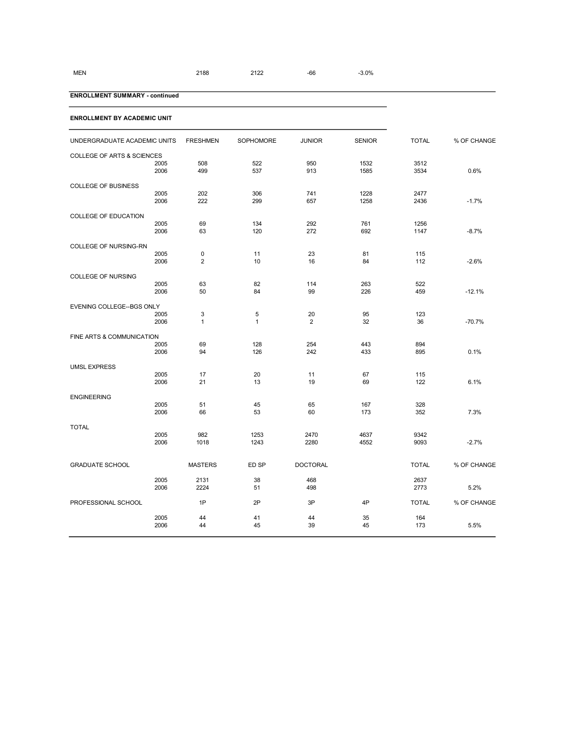| | | | | |
|---|---|---|---|---|
| MEN | 2188 | 2122 | -66 | -3.0% |

**ENROLLMENT SUMMARY - continued**

**ENROLLMENT BY ACADEMIC UNIT**

| UNDERGRADUATE ACADEMIC UNITS | | FRESHMEN | SOPHOMORE | JUNIOR | SENIOR | TOTAL | % OF CHANGE |
|---|---|---|---|---|---|---|---|
| COLLEGE OF ARTS & SCIENCES | | | | | | | |
| | 2005 | 508 | 522 | 950 | 1532 | 3512 | |
| | 2006 | 499 | 537 | 913 | 1585 | 3534 | 0.6% |
| COLLEGE OF BUSINESS | | | | | | | |
| | 2005 | 202 | 306 | 741 | 1228 | 2477 | |
| | 2006 | 222 | 299 | 657 | 1258 | 2436 | -1.7% |
| COLLEGE OF EDUCATION | | | | | | | |
| | 2005 | 69 | 134 | 292 | 761 | 1256 | |
| | 2006 | 63 | 120 | 272 | 692 | 1147 | -8.7% |
| COLLEGE OF NURSING-RN | | | | | | | |
| | 2005 | 0 | 11 | 23 | 81 | 115 | |
| | 2006 | 2 | 10 | 16 | 84 | 112 | -2.6% |
| COLLEGE OF NURSING | | | | | | | |
| | 2005 | 63 | 82 | 114 | 263 | 522 | |
| | 2006 | 50 | 84 | 99 | 226 | 459 | -12.1% |
| EVENING COLLEGE--BGS ONLY | | | | | | | |
| | 2005 | 3 | 5 | 20 | 95 | 123 | |
| | 2006 | 1 | 1 | 2 | 32 | 36 | -70.7% |
| FINE ARTS & COMMUNICATION | | | | | | | |
| | 2005 | 69 | 128 | 254 | 443 | 894 | |
| | 2006 | 94 | 126 | 242 | 433 | 895 | 0.1% |
| UMSL EXPRESS | | | | | | | |
| | 2005 | 17 | 20 | 11 | 67 | 115 | |
| | 2006 | 21 | 13 | 19 | 69 | 122 | 6.1% |
| ENGINEERING | | | | | | | |
| | 2005 | 51 | 45 | 65 | 167 | 328 | |
| | 2006 | 66 | 53 | 60 | 173 | 352 | 7.3% |
| TOTAL | | | | | | | |
| | 2005 | 982 | 1253 | 2470 | 4637 | 9342 | |
| | 2006 | 1018 | 1243 | 2280 | 4552 | 9093 | -2.7% |
| GRADUATE SCHOOL | | MASTERS | ED SP | DOCTORAL | | TOTAL | % OF CHANGE |
| | 2005 | 2131 | 38 | 468 | | 2637 | |
| | 2006 | 2224 | 51 | 498 | | 2773 | 5.2% |
| PROFESSIONAL SCHOOL | | 1P | 2P | 3P | 4P | TOTAL | % OF CHANGE |
| | 2005 | 44 | 41 | 44 | 35 | 164 | |
| | 2006 | 44 | 45 | 39 | 45 | 173 | 5.5% |